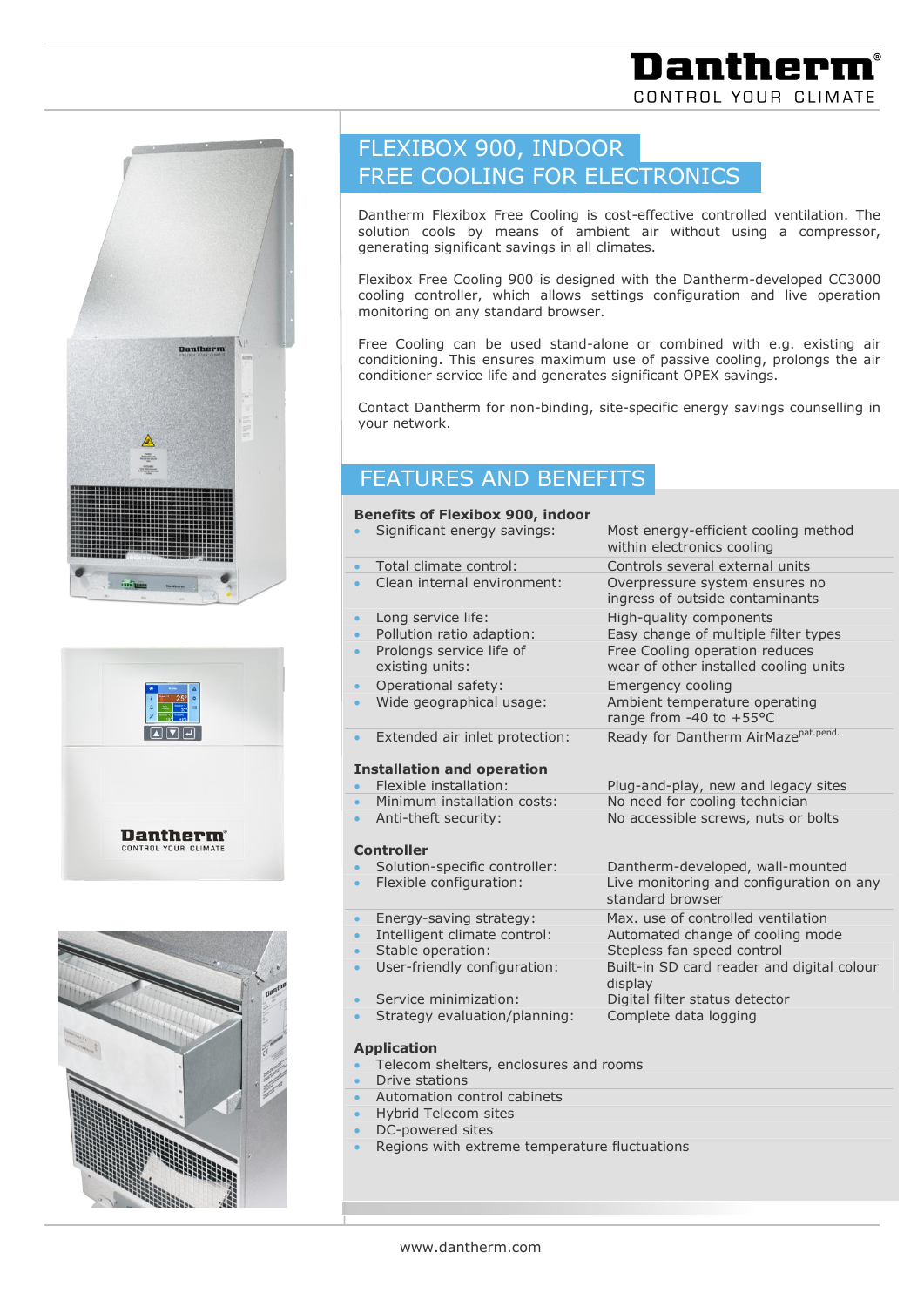# FLEXIBOX 900, INDOOR FREE COOLING FOR ELECTRONICS

Dantherm Flexibox Free Cooling is cost-effective controlled ventilation. The solution cools by means of ambient air without using a compressor, generating significant savings in all climates.

Flexibox Free Cooling 900 is designed with the Dantherm-developed CC3000 cooling controller, which allows settings configuration and live operation monitoring on any standard browser.

Free Cooling can be used stand-alone or combined with e.g. existing air conditioning. This ensures maximum use of passive cooling, prolongs the air conditioner service life and generates significant OPEX savings.

Contact Dantherm for non-binding, site-specific energy savings counselling in your network.

## FEATURES AND BENEFITS

### Benefits of Flexibox 900, indoor

| | |
|---|---|
| Significant energy savings: | Most energy-efficient cooling method within electronics cooling |
| Total climate control: | Controls several external units |
| Clean internal environment: | Overpressure system ensures no ingress of outside contaminants |
| Long service life: | High-quality components |
| Pollution ratio adaption: | Easy change of multiple filter types |
| Prolongs service life of existing units: | Free Cooling operation reduces wear of other installed cooling units |
| Operational safety: | Emergency cooling |
| Wide geographical usage: | Ambient temperature operating range from -40 to +55°C |
| Extended air inlet protection: | Ready for Dantherm AirMaze[pat.pend.] |

### Installation and operation

| | |
|---|---|
| Flexible installation: | Plug-and-play, new and legacy sites |
| Minimum installation costs: | No need for cooling technician |
| Anti-theft security: | No accessible screws, nuts or bolts |

### Controller

| | |
|---|---|
| Solution-specific controller: | Dantherm-developed, wall-mounted |
| Flexible configuration: | Live monitoring and configuration on any standard browser |
| Energy-saving strategy: | Max. use of controlled ventilation |
| Intelligent climate control: | Automated change of cooling mode |
| Stable operation: | Stepless fan speed control |
| User-friendly configuration: | Built-in SD card reader and digital colour display |
| Service minimization: | Digital filter status detector |
| Strategy evaluation/planning: | Complete data logging |

### Application

- Telecom shelters, enclosures and rooms
- Drive stations
- Automation control cabinets
- Hybrid Telecom sites
- DC-powered sites
- Regions with extreme temperature fluctuations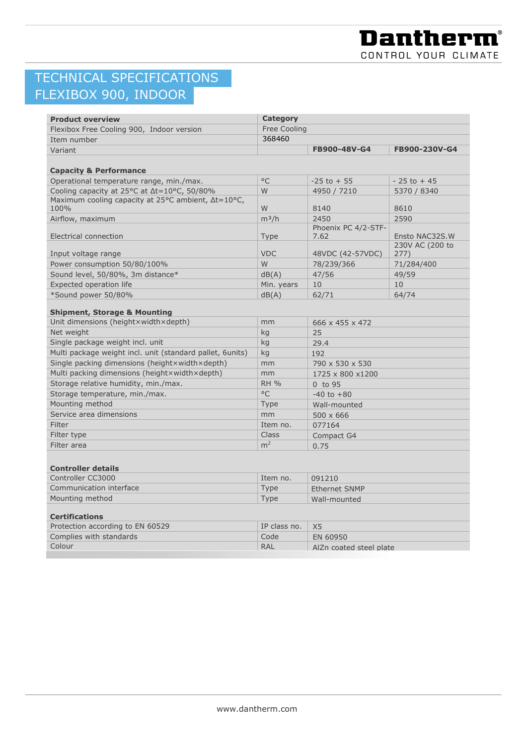# TECHNICAL SPECIFICATIONS FLEXIBOX 900, INDOOR

| Product overview | Category | | |
|---|---|---|---|
| Flexibox Free Cooling 900, Indoor version | Free Cooling | | |
| Item number | 368460 | | |
| Variant | | FB900-48V-G4 | FB900-230V-G4 |
| **Capacity & Performance** | | | |
| Operational temperature range, min./max. | °C | -25 to + 55 | - 25 to + 45 |
| Cooling capacity at 25°C at Δt=10°C, 50/80% | W | 4950 / 7210 | 5370 / 8340 |
| Maximum cooling capacity at 25°C ambient, Δt=10°C, 100% | W | 8140 | 8610 |
| Airflow, maximum | m³/h | 2450 | 2590 |
| Electrical connection | Type | Phoenix PC 4/2-STF-7.62 | Ensto NAC32S.W |
| Input voltage range | VDC | 48VDC (42-57VDC) | 230V AC (200 to 277) |
| Power consumption 50/80/100% | W | 78/239/366 | 71/284/400 |
| Sound level, 50/80%, 3m distance* | dB(A) | 47/56 | 49/59 |
| Expected operation life | Min. years | 10 | 10 |
| *Sound power 50/80% | dB(A) | 62/71 | 64/74 |
| **Shipment, Storage & Mounting** | | | |
| Unit dimensions (height×width×depth) | mm | 666 x 455 x 472 | |
| Net weight | kg | 25 | |
| Single package weight incl. unit | kg | 29.4 | |
| Multi package weight incl. unit (standard pallet, 6units) | kg | 192 | |
| Single packing dimensions (height×width×depth) | mm | 790 x 530 x 530 | |
| Multi packing dimensions (height×width×depth) | mm | 1725 x 800 x1200 | |
| Storage relative humidity, min./max. | RH % | 0 to 95 | |
| Storage temperature, min./max. | °C | -40 to +80 | |
| Mounting method | Type | Wall-mounted | |
| Service area dimensions | mm | 500 x 666 | |
| Filter | Item no. | 077164 | |
| Filter type | Class | Compact G4 | |
| Filter area | m² | 0.75 | |
| **Controller details** | | | |
| Controller CC3000 | Item no. | 091210 | |
| Communication interface | Type | Ethernet SNMP | |
| Mounting method | Type | Wall-mounted | |
| **Certifications** | | | |
| Protection according to EN 60529 | IP class no. | X5 | |
| Complies with standards | Code | EN 60950 | |
| Colour | RAL | AlZn coated steel plate | |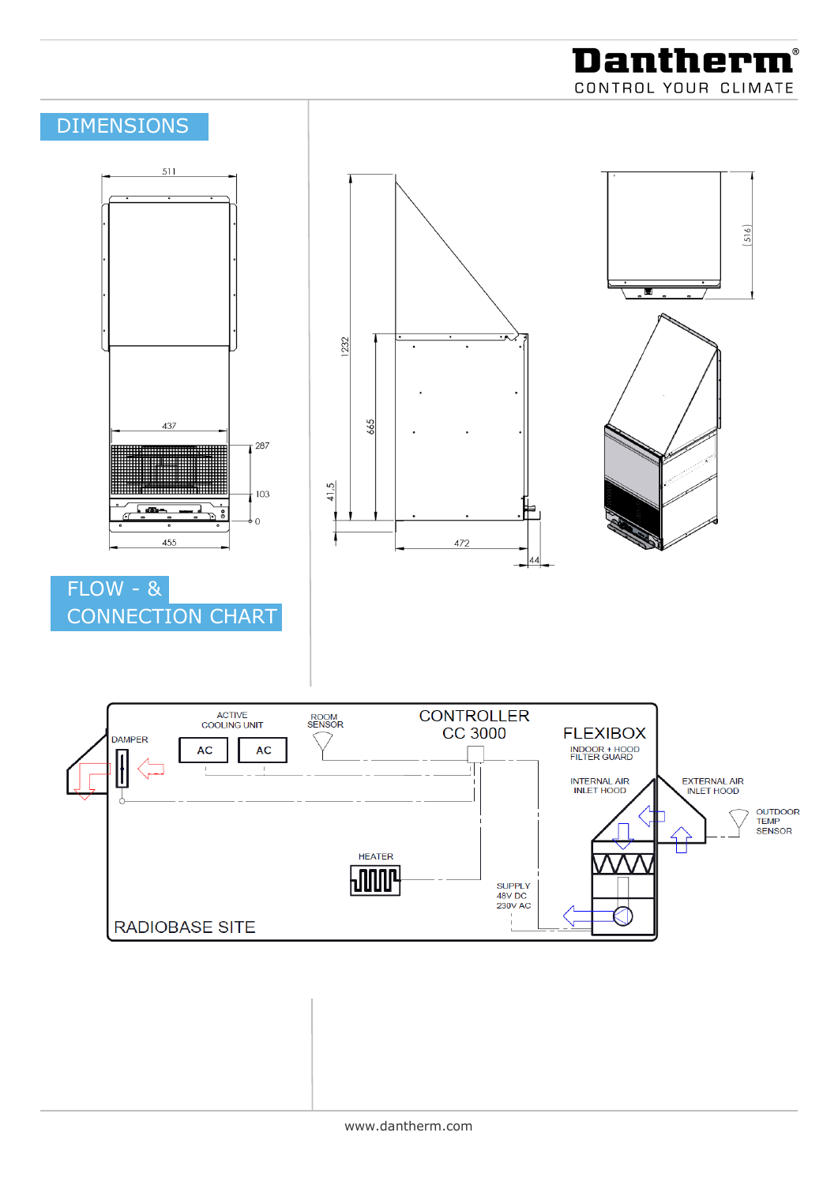## DIMENSIONS

511

437

287

103

0

455

1232

665

41,5

472

44

(516)

## FLOW - & CONNECTION CHART

DAMPER

ACTIVE COOLING UNIT

AC AC

ROOM SENSOR

CONTROLLER CC 3000

FLEXIBOX

INDOOR + HOOD FILTER GUARD

INTERNAL AIR INLET HOOD

EXTERNAL AIR INLET HOOD

OUTDOOR TEMP SENSOR

HEATER

SUPPLY 48V DC 230V AC

RADIOBASE SITE

www.dantherm.com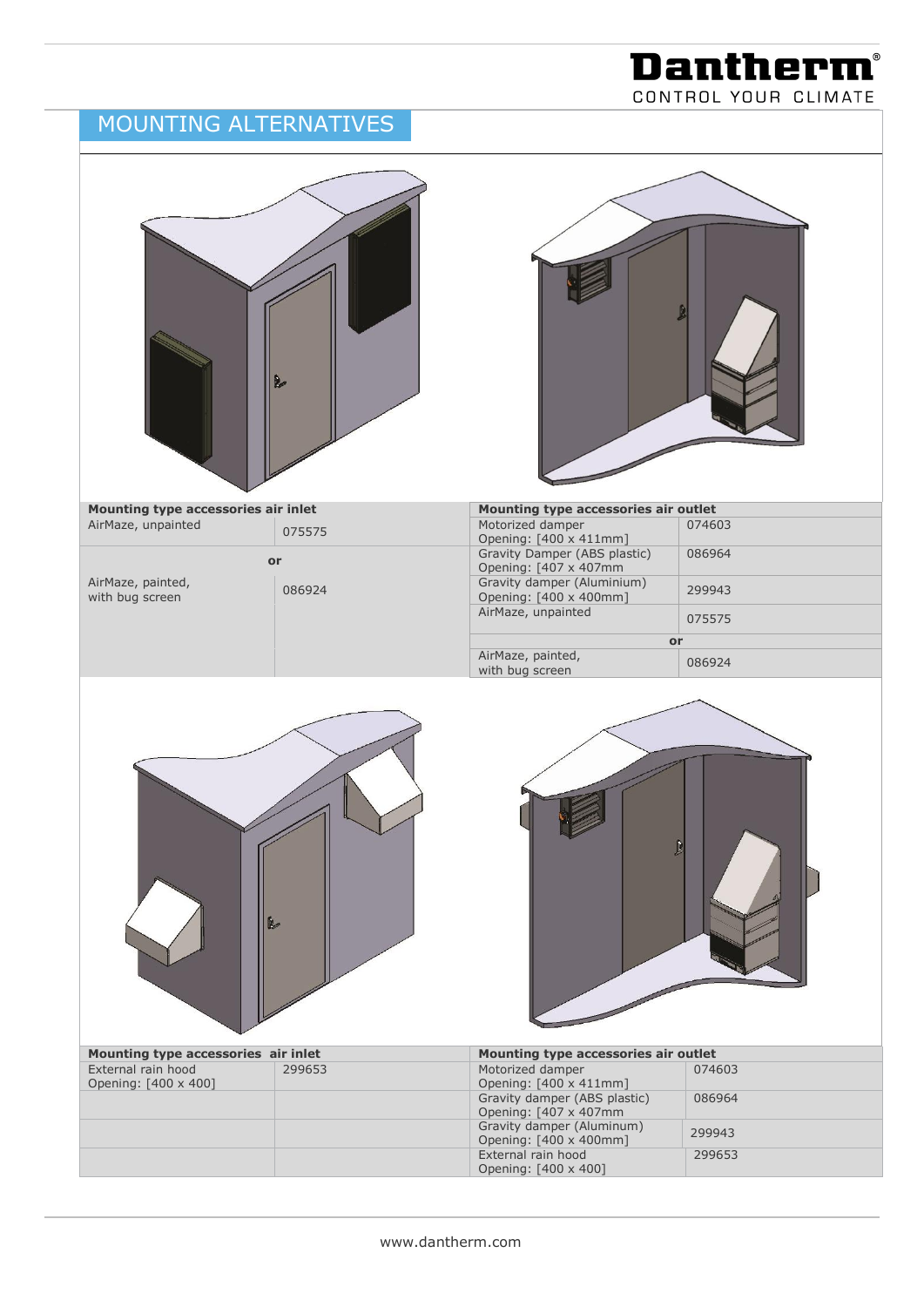# MOUNTING ALTERNATIVES

| Mounting type accessories air inlet | |
|---|---|
| AirMaze, unpainted | 075575 |
| or | |
| AirMaze, painted, with bug screen | 086924 |

| Mounting type accessories air outlet | |
|---|---|
| Motorized damper Opening: [400 x 411mm] | 074603 |
| Gravity Damper (ABS plastic) Opening: [407 x 407mm | 086964 |
| Gravity damper (Aluminium) Opening: [400 x 400mm] | 299943 |
| AirMaze, unpainted | 075575 |
| or | |
| AirMaze, painted, with bug screen | 086924 |

| Mounting type accessories air inlet | |
|---|---|
| External rain hood Opening: [400 x 400] | 299653 |

| Mounting type accessories air outlet | |
|---|---|
| Motorized damper Opening: [400 x 411mm] | 074603 |
| Gravity Damper (ABS plastic) Opening: [407 x 407mm | 086964 |
| Gravity damper (Aluminum) Opening: [400 x 400mm] | 299943 |
| External rain hood Opening: [400 x 400] | 299653 |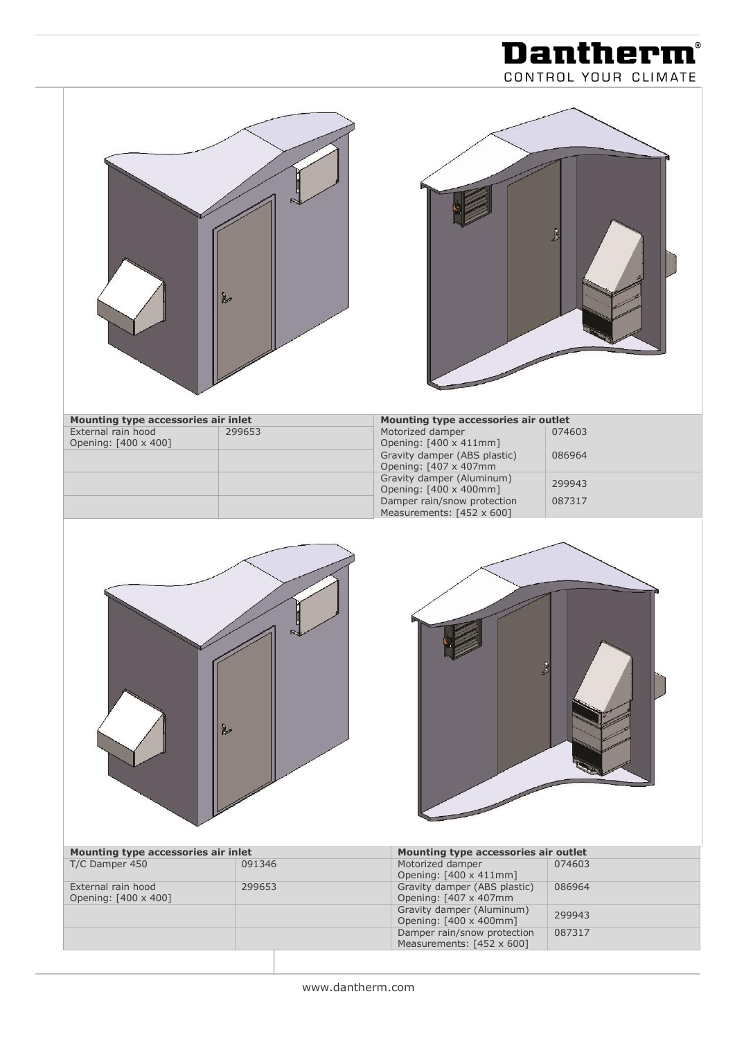| Mounting type accessories air inlet | | Mounting type accessories air outlet | |
|---|---|---|---|
| External rain hood<br>Opening: [400 x 400] | 299653 | Motorized damper<br>Opening: [400 x 411mm] | 074603 |
| | | Gravity damper (ABS plastic)<br>Opening: [407 x 407mm | 086964 |
| | | Gravity damper (Aluminum)<br>Opening: [400 x 400mm] | 299943 |
| | | Damper rain/snow protection<br>Measurements: [452 x 600] | 087317 |

| Mounting type accessories air inlet | | Mounting type accessories air outlet | |
|---|---|---|---|
| T/C Damper 450 | 091346 | Motorized damper<br>Opening: [400 x 411mm] | 074603 |
| External rain hood<br>Opening: [400 x 400] | 299653 | Gravity damper (ABS plastic)<br>Opening: [407 x 407mm | 086964 |
| | | Gravity damper (Aluminum)<br>Opening: [400 x 400mm] | 299943 |
| | | Damper rain/snow protection<br>Measurements: [452 x 600] | 087317 |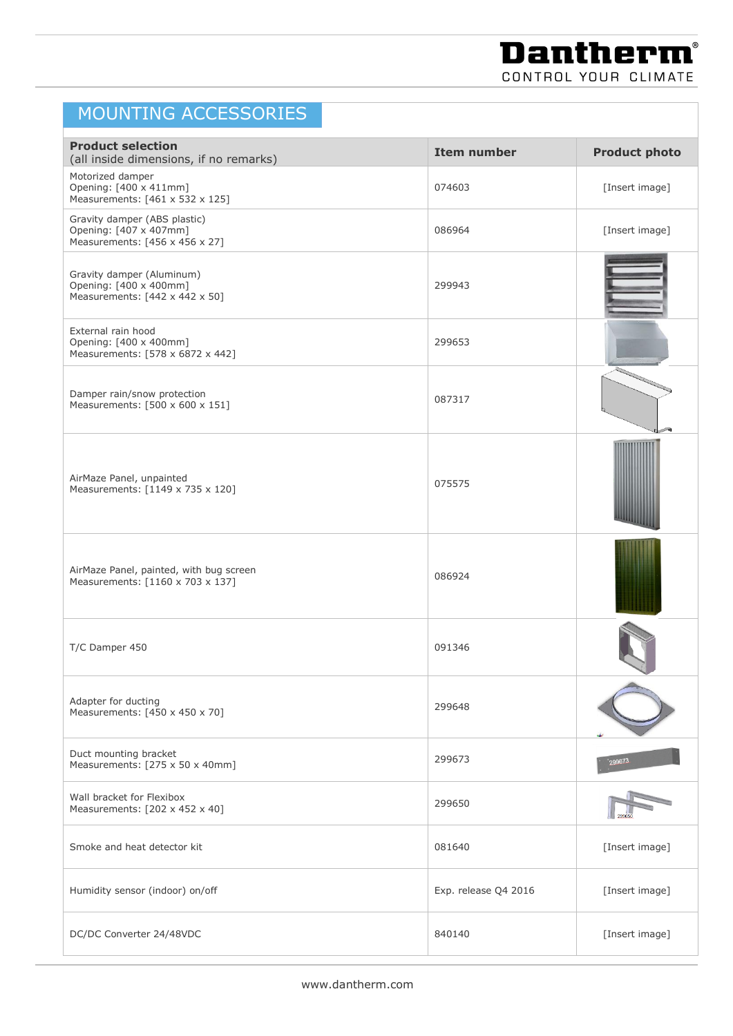## MOUNTING ACCESSORIES

| **Product selection** (all inside dimensions, if no remarks) | **Item number** | **Product photo** |
|---|---|---|
| Motorized damper<br>Opening: [400 x 411mm]<br>Measurements: [461 x 532 x 125] | 074603 | [Insert image] |
| Gravity damper (ABS plastic)<br>Opening: [407 x 407mm]<br>Measurements: [456 x 456 x 27] | 086964 | [Insert image] |
| Gravity damper (Aluminum)<br>Opening: [400 x 400mm]<br>Measurements: [442 x 442 x 50] | 299943 | |
| External rain hood<br>Opening: [400 x 400mm]<br>Measurements: [578 x 6872 x 442] | 299653 | |
| Damper rain/snow protection<br>Measurements: [500 x 600 x 151] | 087317 | |
| AirMaze Panel, unpainted<br>Measurements: [1149 x 735 x 120] | 075575 | |
| AirMaze Panel, painted, with bug screen<br>Measurements: [1160 x 703 x 137] | 086924 | |
| T/C Damper 450 | 091346 | |
| Adapter for ducting<br>Measurements: [450 x 450 x 70] | 299648 | |
| Duct mounting bracket<br>Measurements: [275 x 50 x 40mm] | 299673 | |
| Wall bracket for Flexibox<br>Measurements: [202 x 452 x 40] | 299650 | |
| Smoke and heat detector kit | 081640 | [Insert image] |
| Humidity sensor (indoor) on/off | Exp. release Q4 2016 | [Insert image] |
| DC/DC Converter 24/48VDC | 840140 | [Insert image] |